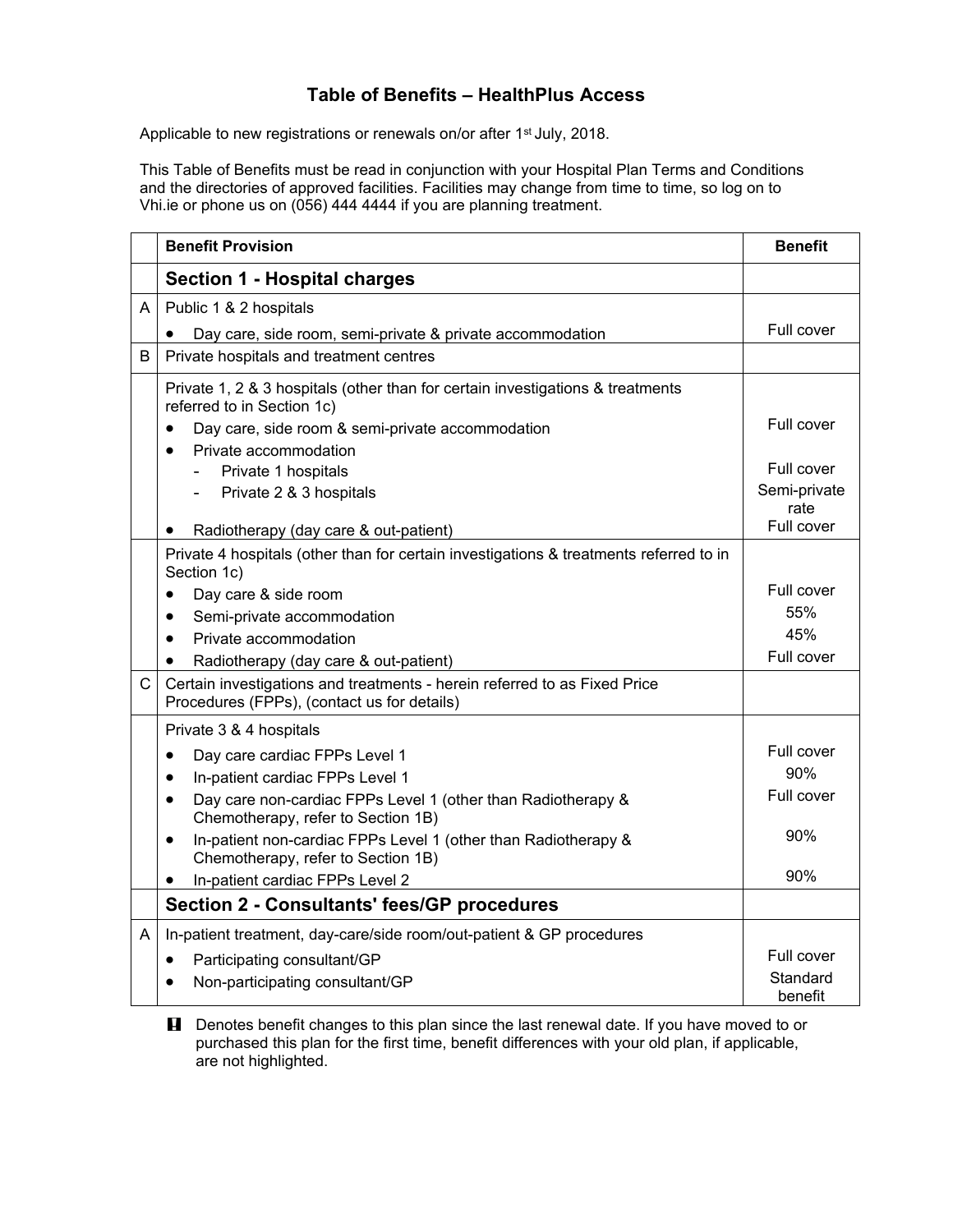# Table of Benefits – HealthPlus Access

Applicable to new registrations or renewals on/or after 1st July, 2018.

This Table of Benefits must be read in conjunction with your Hospital Plan Terms and Conditions and the directories of approved facilities. Facilities may change from time to time, so log on to Vhi.ie or phone us on (056) 444 4444 if you are planning treatment.

| | Benefit Provision | Benefit |
|---|---|---|
| | **Section 1 - Hospital charges** | |
| A | Public 1 & 2 hospitals | |
| | • Day care, side room, semi-private & private accommodation | Full cover |
| B | Private hospitals and treatment centres | |
| | Private 1, 2 & 3 hospitals (other than for certain investigations & treatments referred to in Section 1c) | |
| | • Day care, side room & semi-private accommodation | Full cover |
| | • Private accommodation | |
| | - Private 1 hospitals | Full cover |
| | - Private 2 & 3 hospitals | Semi-private rate |
| | • Radiotherapy (day care & out-patient) | Full cover |
| | Private 4 hospitals (other than for certain investigations & treatments referred to in Section 1c) | |
| | • Day care & side room | Full cover |
| | • Semi-private accommodation | 55% |
| | • Private accommodation | 45% |
| | • Radiotherapy (day care & out-patient) | Full cover |
| C | Certain investigations and treatments - herein referred to as Fixed Price Procedures (FPPs), (contact us for details) | |
| | Private 3 & 4 hospitals | |
| | • Day care cardiac FPPs Level 1 | Full cover |
| | • In-patient cardiac FPPs Level 1 | 90% |
| | • Day care non-cardiac FPPs Level 1 (other than Radiotherapy & Chemotherapy, refer to Section 1B) | Full cover |
| | • In-patient non-cardiac FPPs Level 1 (other than Radiotherapy & Chemotherapy, refer to Section 1B) | 90% |
| | • In-patient cardiac FPPs Level 2 | 90% |
| | **Section 2 - Consultants' fees/GP procedures** | |
| A | In-patient treatment, day-care/side room/out-patient & GP procedures | |
| | • Participating consultant/GP | Full cover |
| | • Non-participating consultant/GP | Standard benefit |

**!** Denotes benefit changes to this plan since the last renewal date. If you have moved to or purchased this plan for the first time, benefit differences with your old plan, if applicable, are not highlighted.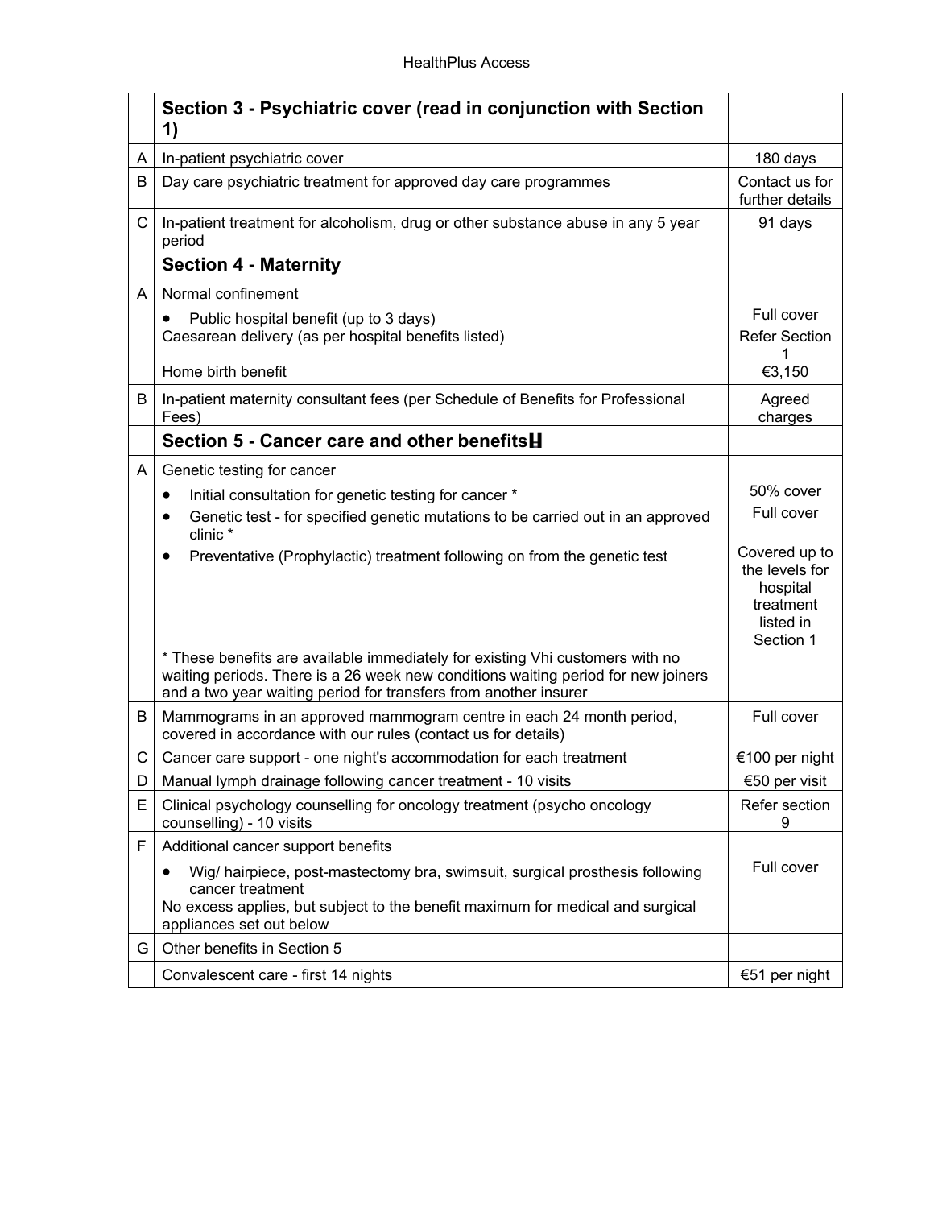| | Section 3 - Psychiatric cover (read in conjunction with Section 1) | |
|---|---|---|
| A | In-patient psychiatric cover | 180 days |
| B | Day care psychiatric treatment for approved day care programmes | Contact us for further details |
| C | In-patient treatment for alcoholism, drug or other substance abuse in any 5 year period | 91 days |
| | **Section 4 - Maternity** | |
| A | Normal confinement<br>• Public hospital benefit (up to 3 days)<br>Caesarean delivery (as per hospital benefits listed)<br><br>Home birth benefit | <br>Full cover<br>Refer Section 1<br>€3,150 |
| B | In-patient maternity consultant fees (per Schedule of Benefits for Professional Fees) | Agreed charges |
| | **Section 5 - Cancer care and other benefits** | |
| A | Genetic testing for cancer<br>• Initial consultation for genetic testing for cancer *<br>• Genetic test - for specified genetic mutations to be carried out in an approved clinic *<br>• Preventative (Prophylactic) treatment following on from the genetic test<br><br>* These benefits are available immediately for existing Vhi customers with no waiting periods. There is a 26 week new conditions waiting period for new joiners and a two year waiting period for transfers from another insurer | <br>50% cover<br>Full cover<br><br>Covered up to the levels for hospital treatment listed in Section 1 |
| B | Mammograms in an approved mammogram centre in each 24 month period, covered in accordance with our rules (contact us for details) | Full cover |
| C | Cancer care support - one night's accommodation for each treatment | €100 per night |
| D | Manual lymph drainage following cancer treatment - 10 visits | €50 per visit |
| E | Clinical psychology counselling for oncology treatment (psycho oncology counselling) - 10 visits | Refer section 9 |
| F | Additional cancer support benefits<br>• Wig/ hairpiece, post-mastectomy bra, swimsuit, surgical prosthesis following cancer treatment<br>No excess applies, but subject to the benefit maximum for medical and surgical appliances set out below | Full cover |
| G | Other benefits in Section 5 | |
| | Convalescent care - first 14 nights | €51 per night |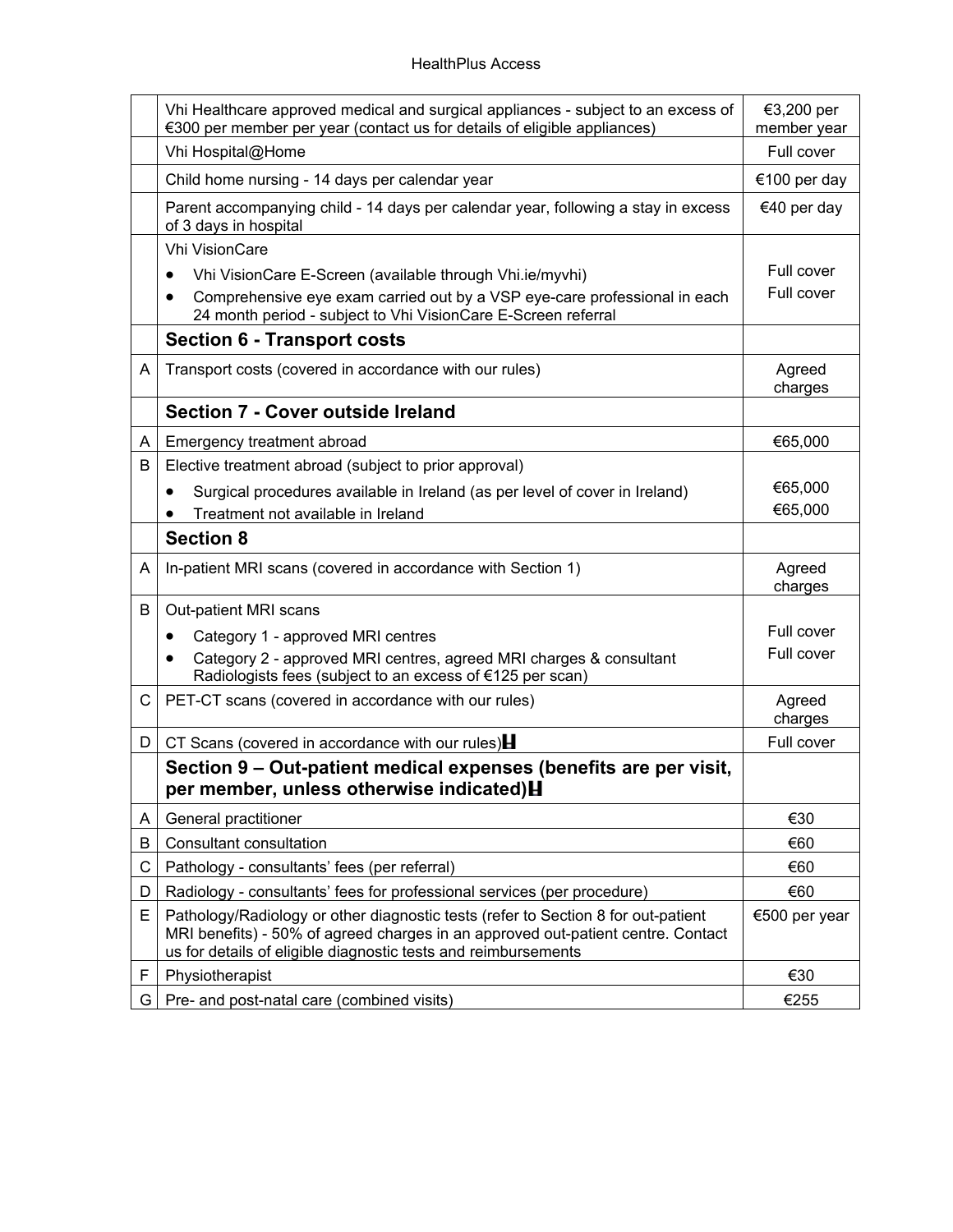| | | |
|---|---|---|
| | Vhi Healthcare approved medical and surgical appliances - subject to an excess of €300 per member per year (contact us for details of eligible appliances) | €3,200 per member year |
| | Vhi Hospital@Home | Full cover |
| | Child home nursing - 14 days per calendar year | €100 per day |
| | Parent accompanying child - 14 days per calendar year, following a stay in excess of 3 days in hospital | €40 per day |
| | Vhi VisionCare<br>• Vhi VisionCare E-Screen (available through Vhi.ie/myvhi)<br>• Comprehensive eye exam carried out by a VSP eye-care professional in each 24 month period - subject to Vhi VisionCare E-Screen referral | <br>Full cover<br>Full cover |
| | **Section 6 - Transport costs** | |
| A | Transport costs (covered in accordance with our rules) | Agreed charges |
| | **Section 7 - Cover outside Ireland** | |
| A | Emergency treatment abroad | €65,000 |
| B | Elective treatment abroad (subject to prior approval)<br>• Surgical procedures available in Ireland (as per level of cover in Ireland)<br>• Treatment not available in Ireland | <br>€65,000<br>€65,000 |
| | **Section 8** | |
| A | In-patient MRI scans (covered in accordance with Section 1) | Agreed charges |
| B | Out-patient MRI scans<br>• Category 1 - approved MRI centres<br>• Category 2 - approved MRI centres, agreed MRI charges & consultant Radiologists fees (subject to an excess of €125 per scan) | <br>Full cover<br>Full cover |
| C | PET-CT scans (covered in accordance with our rules) | Agreed charges |
| D | CT Scans (covered in accordance with our rules) | Full cover |
| | **Section 9 – Out-patient medical expenses (benefits are per visit, per member, unless otherwise indicated)** | |
| A | General practitioner | €30 |
| B | Consultant consultation | €60 |
| C | Pathology - consultants' fees (per referral) | €60 |
| D | Radiology - consultants' fees for professional services (per procedure) | €60 |
| E | Pathology/Radiology or other diagnostic tests (refer to Section 8 for out-patient MRI benefits) - 50% of agreed charges in an approved out-patient centre. Contact us for details of eligible diagnostic tests and reimbursements | €500 per year |
| F | Physiotherapist | €30 |
| G | Pre- and post-natal care (combined visits) | €255 |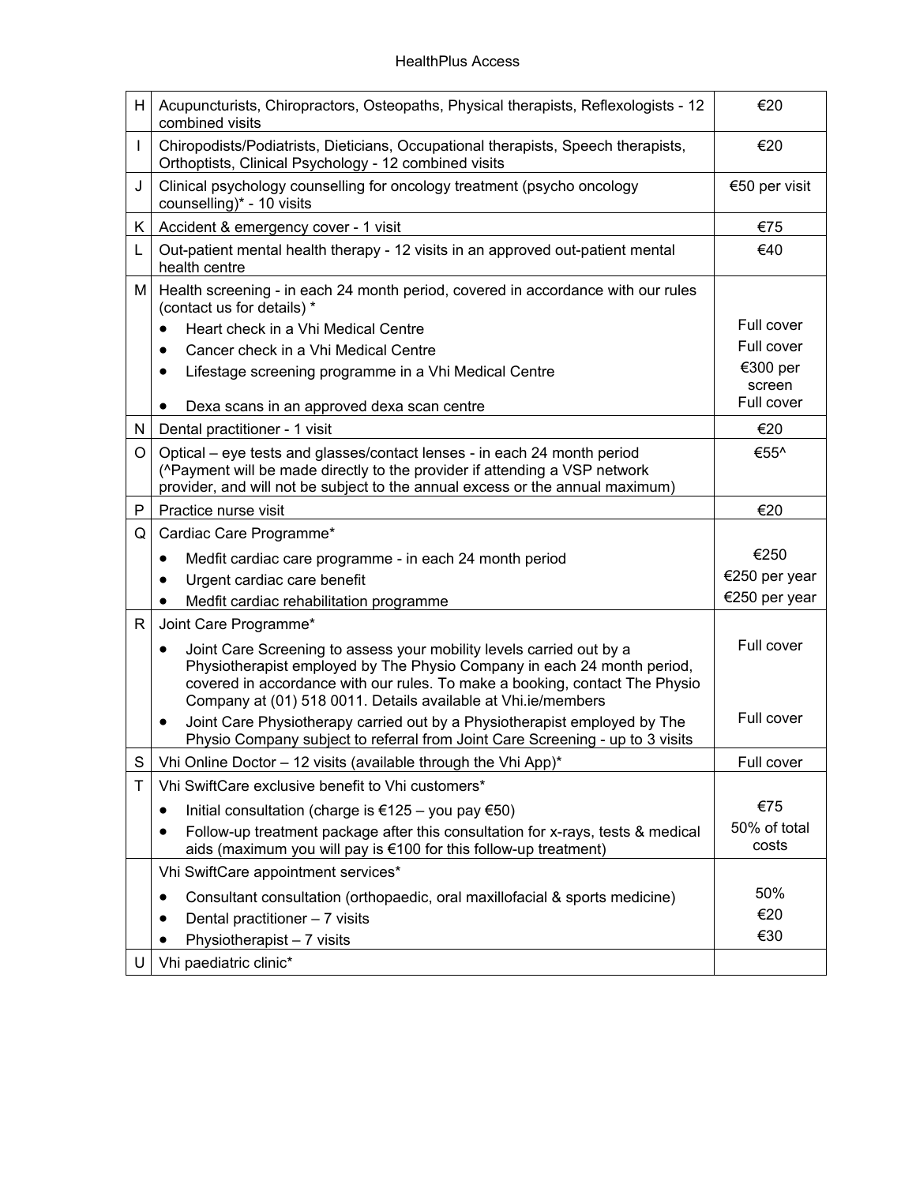| | | |
|---|---|---|
| H | Acupuncturists, Chiropractors, Osteopaths, Physical therapists, Reflexologists - 12 combined visits | €20 |
| I | Chiropodists/Podiatrists, Dieticians, Occupational therapists, Speech therapists, Orthoptists, Clinical Psychology - 12 combined visits | €20 |
| J | Clinical psychology counselling for oncology treatment (psycho oncology counselling)* - 10 visits | €50 per visit |
| K | Accident & emergency cover - 1 visit | €75 |
| L | Out-patient mental health therapy - 12 visits in an approved out-patient mental health centre | €40 |
| M | Health screening - in each 24 month period, covered in accordance with our rules (contact us for details) *<br>• Heart check in a Vhi Medical Centre<br>• Cancer check in a Vhi Medical Centre<br>• Lifestage screening programme in a Vhi Medical Centre<br>• Dexa scans in an approved dexa scan centre | <br>Full cover<br>Full cover<br>€300 per screen<br>Full cover |
| N | Dental practitioner - 1 visit | €20 |
| O | Optical – eye tests and glasses/contact lenses - in each 24 month period (^Payment will be made directly to the provider if attending a VSP network provider, and will not be subject to the annual excess or the annual maximum) | €55^ |
| P | Practice nurse visit | €20 |
| Q | Cardiac Care Programme*<br>• Medfit cardiac care programme - in each 24 month period<br>• Urgent cardiac care benefit<br>• Medfit cardiac rehabilitation programme | <br>€250<br>€250 per year<br>€250 per year |
| R | Joint Care Programme*<br>• Joint Care Screening to assess your mobility levels carried out by a Physiotherapist employed by The Physio Company in each 24 month period, covered in accordance with our rules. To make a booking, contact The Physio Company at (01) 518 0011. Details available at Vhi.ie/members<br>• Joint Care Physiotherapy carried out by a Physiotherapist employed by The Physio Company subject to referral from Joint Care Screening - up to 3 visits | <br>Full cover<br><br>Full cover |
| S | Vhi Online Doctor – 12 visits (available through the Vhi App)* | Full cover |
| T | Vhi SwiftCare exclusive benefit to Vhi customers*<br>• Initial consultation (charge is €125 – you pay €50)<br>• Follow-up treatment package after this consultation for x-rays, tests & medical aids (maximum you will pay is €100 for this follow-up treatment) | <br>€75<br>50% of total costs |
| | Vhi SwiftCare appointment services*<br>• Consultant consultation (orthopaedic, oral maxillofacial & sports medicine)<br>• Dental practitioner – 7 visits<br>• Physiotherapist – 7 visits | <br>50%<br>€20<br>€30 |
| U | Vhi paediatric clinic* | |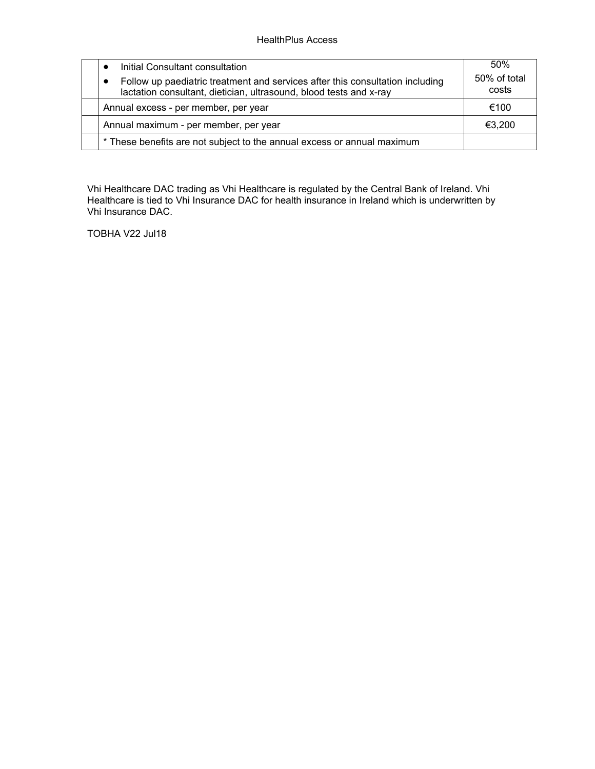| | | |
|---|---|---|
| | • Initial Consultant consultation<br>• Follow up paediatric treatment and services after this consultation including lactation consultant, dietician, ultrasound, blood tests and x-ray | 50%<br>50% of total costs |
| | Annual excess - per member, per year | €100 |
| | Annual maximum - per member, per year | €3,200 |
| | * These benefits are not subject to the annual excess or annual maximum | |

Vhi Healthcare DAC trading as Vhi Healthcare is regulated by the Central Bank of Ireland. Vhi Healthcare is tied to Vhi Insurance DAC for health insurance in Ireland which is underwritten by Vhi Insurance DAC.

TOBHA V22 Jul18